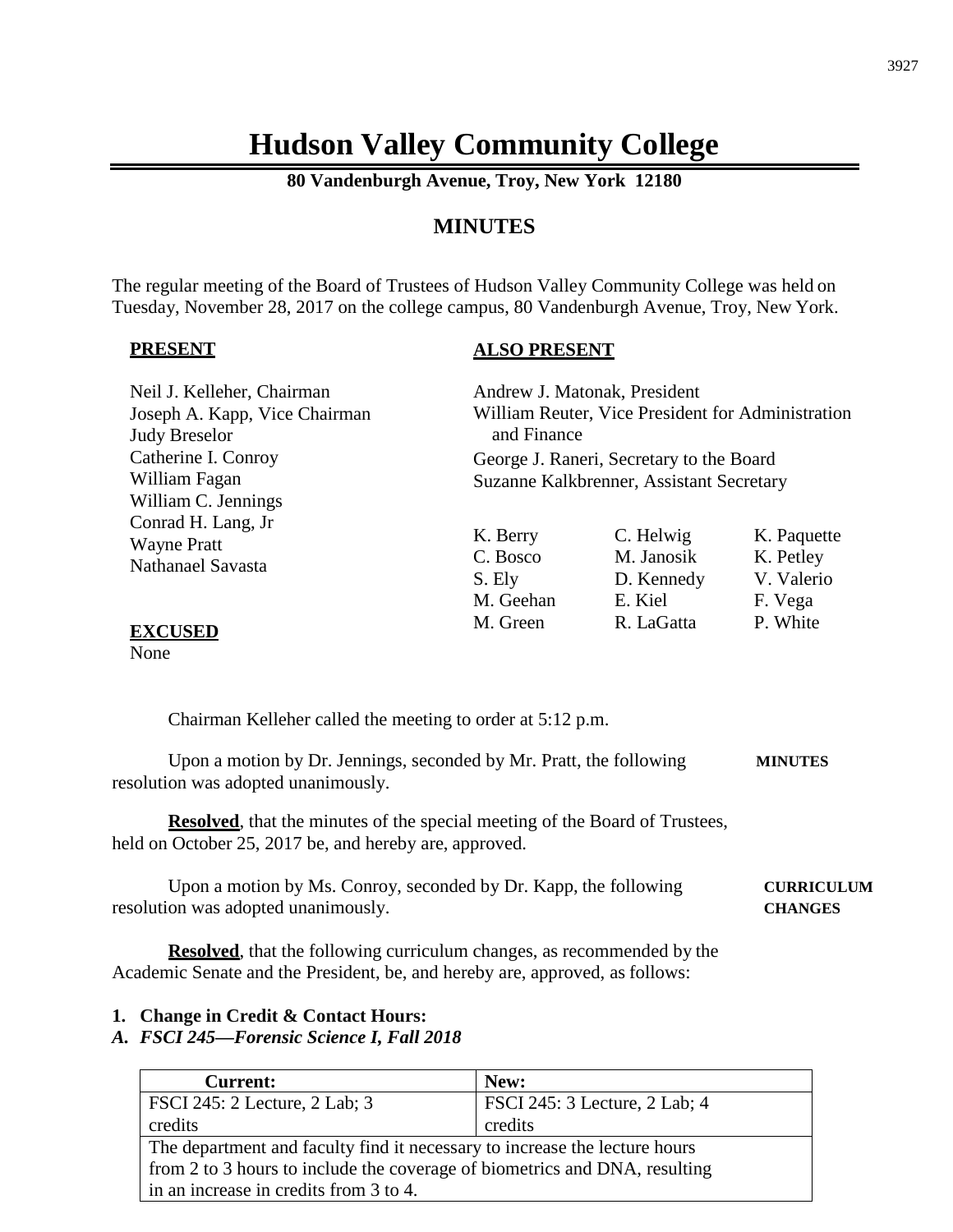# Hudson Valley Community College

**80 Vandenburgh Avenue, Troy, New York 12180**

## MINUTES

The regular meeting of the Board of Trustees of Hudson Valley Community College was held on Tuesday, November 28, 2017 on the college campus, 80 Vandenburgh Avenue, Troy, New York.

**PRESENT**

Neil J. Kelleher, Chairman
Joseph A. Kapp, Vice Chairman
Judy Breselor
Catherine I. Conroy
William Fagan
William C. Jennings
Conrad H. Lang, Jr
Wayne Pratt
Nathanael Savasta

**EXCUSED**

None

**ALSO PRESENT**

Andrew J. Matonak, President
William Reuter, Vice President for Administration and Finance
George J. Raneri, Secretary to the Board
Suzanne Kalkbrenner, Assistant Secretary

K. Berry, C. Bosco, S. Ely, M. Geehan, M. Green, C. Helwig, M. Janosik, D. Kennedy, E. Kiel, R. LaGatta, K. Paquette, K. Petley, V. Valerio, F. Vega, P. White

Chairman Kelleher called the meeting to order at 5:12 p.m.

**MINUTES**

Upon a motion by Dr. Jennings, seconded by Mr. Pratt, the following resolution was adopted unanimously.

**Resolved**, that the minutes of the special meeting of the Board of Trustees, held on October 25, 2017 be, and hereby are, approved.

**CURRICULUM CHANGES**

Upon a motion by Ms. Conroy, seconded by Dr. Kapp, the following resolution was adopted unanimously.

**Resolved**, that the following curriculum changes, as recommended by the Academic Senate and the President, be, and hereby are, approved, as follows:

**1. Change in Credit & Contact Hours:**

***A. FSCI 245—Forensic Science I, Fall 2018***

| **Current:** | **New:** |
|---|---|
| FSCI 245: 2 Lecture, 2 Lab; 3 credits | FSCI 245: 3 Lecture, 2 Lab; 4 credits |
| The department and faculty find it necessary to increase the lecture hours from 2 to 3 hours to include the coverage of biometrics and DNA, resulting in an increase in credits from 3 to 4. | |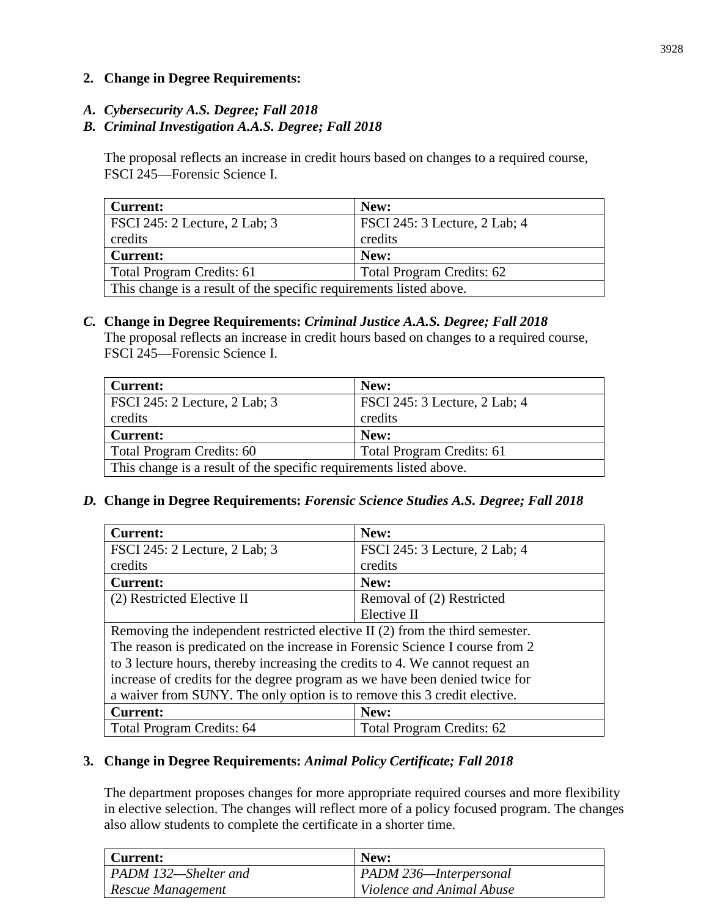**2. Change in Degree Requirements:**

***A. Cybersecurity A.S. Degree; Fall 2018***

***B. Criminal Investigation A.A.S. Degree; Fall 2018***

The proposal reflects an increase in credit hours based on changes to a required course, FSCI 245—Forensic Science I.

| **Current:** | **New:** |
|---|---|
| FSCI 245: 2 Lecture, 2 Lab; 3 credits | FSCI 245: 3 Lecture, 2 Lab; 4 credits |
| **Current:** | **New:** |
| Total Program Credits: 61 | Total Program Credits: 62 |
| This change is a result of the specific requirements listed above. | |

***C.*** **Change in Degree Requirements:** ***Criminal Justice A.A.S. Degree; Fall 2018***

The proposal reflects an increase in credit hours based on changes to a required course, FSCI 245—Forensic Science I.

| **Current:** | **New:** |
|---|---|
| FSCI 245: 2 Lecture, 2 Lab; 3 credits | FSCI 245: 3 Lecture, 2 Lab; 4 credits |
| **Current:** | **New:** |
| Total Program Credits: 60 | Total Program Credits: 61 |
| This change is a result of the specific requirements listed above. | |

***D.*** **Change in Degree Requirements:** ***Forensic Science Studies A.S. Degree; Fall 2018***

| **Current:** | **New:** |
|---|---|
| FSCI 245: 2 Lecture, 2 Lab; 3 credits | FSCI 245: 3 Lecture, 2 Lab; 4 credits |
| **Current:** | **New:** |
| (2) Restricted Elective II | Removal of (2) Restricted Elective II |
| Removing the independent restricted elective II (2) from the third semester. The reason is predicated on the increase in Forensic Science I course from 2 to 3 lecture hours, thereby increasing the credits to 4. We cannot request an increase of credits for the degree program as we have been denied twice for a waiver from SUNY. The only option is to remove this 3 credit elective. | |
| **Current:** | **New:** |
| Total Program Credits: 64 | Total Program Credits: 62 |

**3. Change in Degree Requirements:** ***Animal Policy Certificate; Fall 2018***

The department proposes changes for more appropriate required courses and more flexibility in elective selection. The changes will reflect more of a policy focused program. The changes also allow students to complete the certificate in a shorter time.

| **Current:** | **New:** |
|---|---|
| *PADM 132—Shelter and Rescue Management* | *PADM 236—Interpersonal Violence and Animal Abuse* |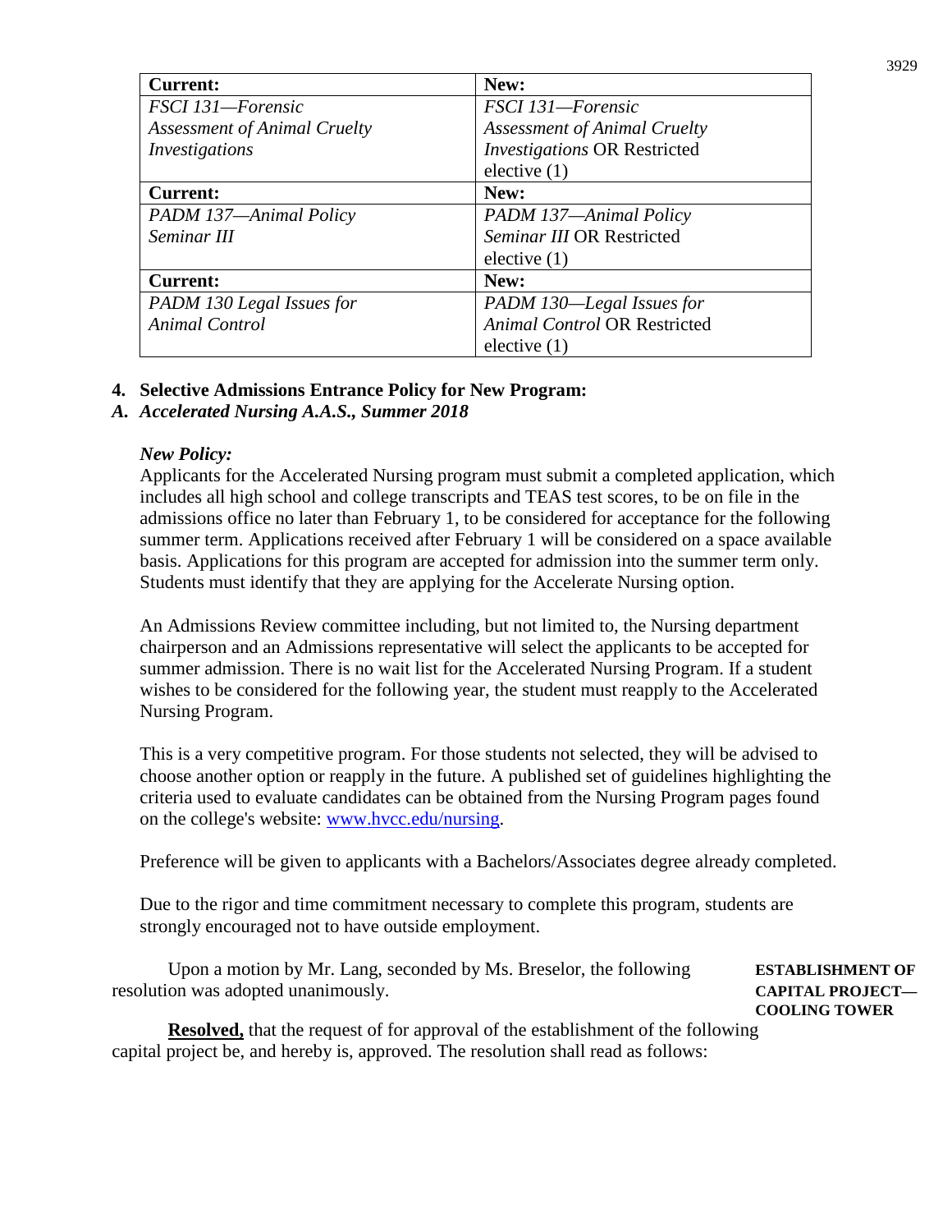| Current: | New: |
|---|---|
| *FSCI 131—Forensic Assessment of Animal Cruelty Investigations* | *FSCI 131—Forensic Assessment of Animal Cruelty Investigations* OR Restricted elective (1) |
| **Current:** | **New:** |
| *PADM 137—Animal Policy Seminar III* | *PADM 137—Animal Policy Seminar III* OR Restricted elective (1) |
| **Current:** | **New:** |
| *PADM 130 Legal Issues for Animal Control* | *PADM 130—Legal Issues for Animal Control* OR Restricted elective (1) |

**4. Selective Admissions Entrance Policy for New Program:**

***A. Accelerated Nursing A.A.S., Summer 2018***

***New Policy:***

Applicants for the Accelerated Nursing program must submit a completed application, which includes all high school and college transcripts and TEAS test scores, to be on file in the admissions office no later than February 1, to be considered for acceptance for the following summer term. Applications received after February 1 will be considered on a space available basis. Applications for this program are accepted for admission into the summer term only. Students must identify that they are applying for the Accelerate Nursing option.

An Admissions Review committee including, but not limited to, the Nursing department chairperson and an Admissions representative will select the applicants to be accepted for summer admission. There is no wait list for the Accelerated Nursing Program. If a student wishes to be considered for the following year, the student must reapply to the Accelerated Nursing Program.

This is a very competitive program. For those students not selected, they will be advised to choose another option or reapply in the future. A published set of guidelines highlighting the criteria used to evaluate candidates can be obtained from the Nursing Program pages found on the college's website: www.hvcc.edu/nursing.

Preference will be given to applicants with a Bachelors/Associates degree already completed.

Due to the rigor and time commitment necessary to complete this program, students are strongly encouraged not to have outside employment.

**ESTABLISHMENT OF CAPITAL PROJECT—COOLING TOWER**

Upon a motion by Mr. Lang, seconded by Ms. Breselor, the following resolution was adopted unanimously.

**Resolved,** that the request of for approval of the establishment of the following capital project be, and hereby is, approved. The resolution shall read as follows: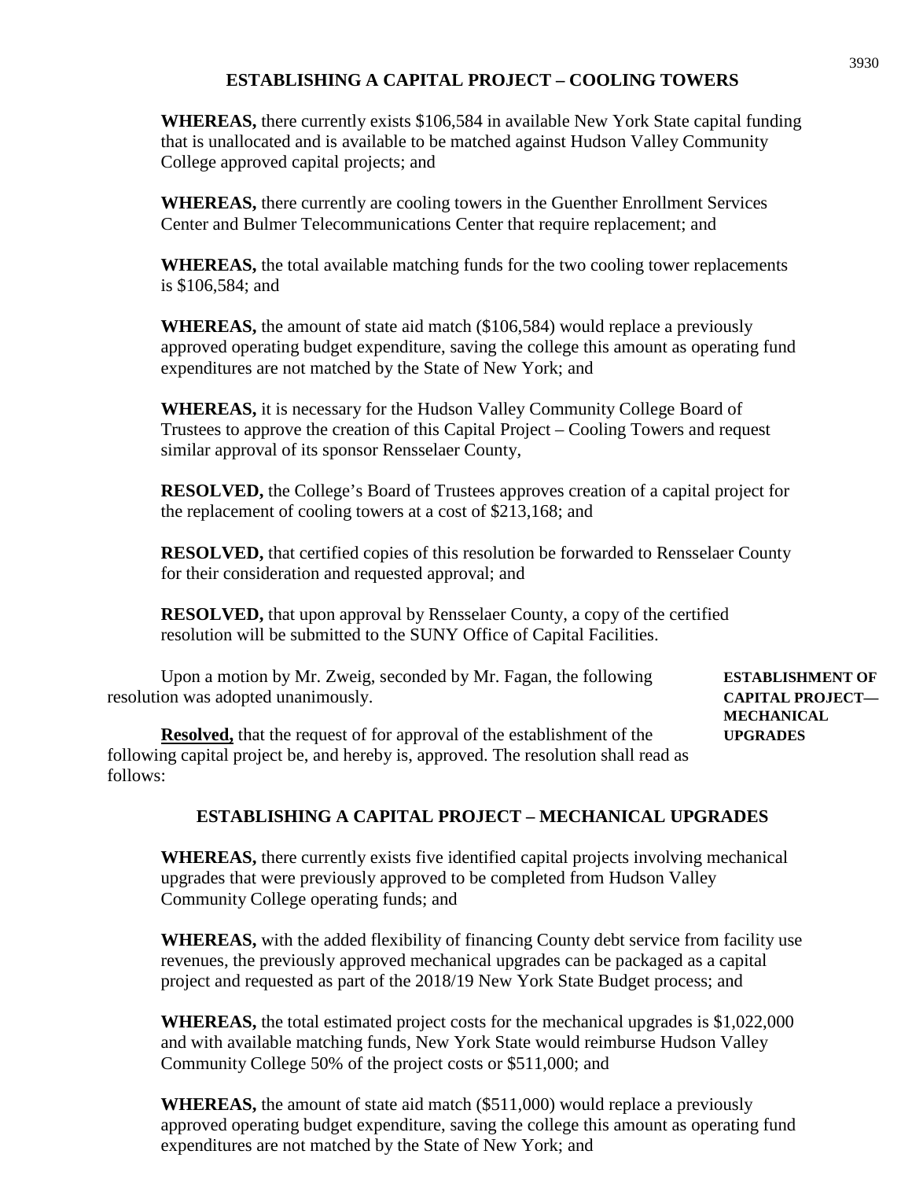## ESTABLISHING A CAPITAL PROJECT – COOLING TOWERS

**WHEREAS,** there currently exists $106,584 in available New York State capital funding that is unallocated and is available to be matched against Hudson Valley Community College approved capital projects; and

**WHEREAS,** there currently are cooling towers in the Guenther Enrollment Services Center and Bulmer Telecommunications Center that require replacement; and

**WHEREAS,** the total available matching funds for the two cooling tower replacements is $106,584; and

**WHEREAS,** the amount of state aid match ($106,584) would replace a previously approved operating budget expenditure, saving the college this amount as operating fund expenditures are not matched by the State of New York; and

**WHEREAS,** it is necessary for the Hudson Valley Community College Board of Trustees to approve the creation of this Capital Project – Cooling Towers and request similar approval of its sponsor Rensselaer County,

**RESOLVED,** the College's Board of Trustees approves creation of a capital project for the replacement of cooling towers at a cost of $213,168; and

**RESOLVED,** that certified copies of this resolution be forwarded to Rensselaer County for their consideration and requested approval; and

**RESOLVED,** that upon approval by Rensselaer County, a copy of the certified resolution will be submitted to the SUNY Office of Capital Facilities.

**ESTABLISHMENT OF CAPITAL PROJECT— MECHANICAL UPGRADES**

Upon a motion by Mr. Zweig, seconded by Mr. Fagan, the following resolution was adopted unanimously.

**Resolved,** that the request of for approval of the establishment of the following capital project be, and hereby is, approved. The resolution shall read as follows:

## ESTABLISHING A CAPITAL PROJECT – MECHANICAL UPGRADES

**WHEREAS,** there currently exists five identified capital projects involving mechanical upgrades that were previously approved to be completed from Hudson Valley Community College operating funds; and

**WHEREAS,** with the added flexibility of financing County debt service from facility use revenues, the previously approved mechanical upgrades can be packaged as a capital project and requested as part of the 2018/19 New York State Budget process; and

**WHEREAS,** the total estimated project costs for the mechanical upgrades is $1,022,000 and with available matching funds, New York State would reimburse Hudson Valley Community College 50% of the project costs or $511,000; and

**WHEREAS,** the amount of state aid match ($511,000) would replace a previously approved operating budget expenditure, saving the college this amount as operating fund expenditures are not matched by the State of New York; and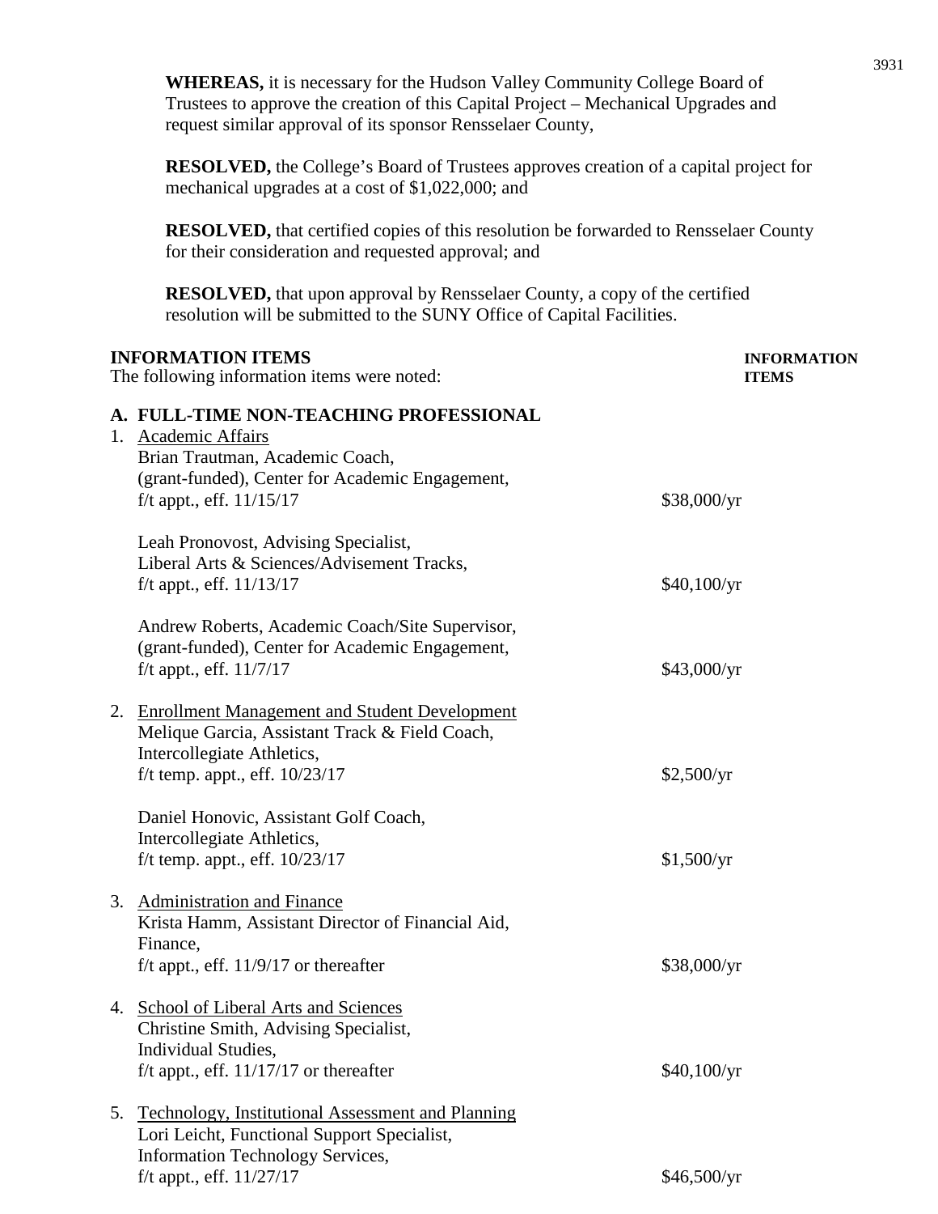**WHEREAS,** it is necessary for the Hudson Valley Community College Board of Trustees to approve the creation of this Capital Project – Mechanical Upgrades and request similar approval of its sponsor Rensselaer County,

**RESOLVED,** the College's Board of Trustees approves creation of a capital project for mechanical upgrades at a cost of $1,022,000; and

**RESOLVED,** that certified copies of this resolution be forwarded to Rensselaer County for their consideration and requested approval; and

**RESOLVED,** that upon approval by Rensselaer County, a copy of the certified resolution will be submitted to the SUNY Office of Capital Facilities.

**INFORMATION ITEMS** — **INFORMATION ITEMS**

The following information items were noted:

**A. FULL-TIME NON-TEACHING PROFESSIONAL**

1. Academic Affairs

   Brian Trautman, Academic Coach, (grant-funded), Center for Academic Engagement, f/t appt., eff. 11/15/17 — $38,000/yr

   Leah Pronovost, Advising Specialist, Liberal Arts & Sciences/Advisement Tracks, f/t appt., eff. 11/13/17 — $40,100/yr

   Andrew Roberts, Academic Coach/Site Supervisor, (grant-funded), Center for Academic Engagement, f/t appt., eff. 11/7/17 — $43,000/yr

2. Enrollment Management and Student Development

   Melique Garcia, Assistant Track & Field Coach, Intercollegiate Athletics, f/t temp. appt., eff. 10/23/17 — $2,500/yr

   Daniel Honovic, Assistant Golf Coach, Intercollegiate Athletics, f/t temp. appt., eff. 10/23/17 — $1,500/yr

3. Administration and Finance

   Krista Hamm, Assistant Director of Financial Aid, Finance, f/t appt., eff. 11/9/17 or thereafter — $38,000/yr

4. School of Liberal Arts and Sciences

   Christine Smith, Advising Specialist, Individual Studies, f/t appt., eff. 11/17/17 or thereafter — $40,100/yr

5. Technology, Institutional Assessment and Planning

   Lori Leicht, Functional Support Specialist, Information Technology Services, f/t appt., eff. 11/27/17 — $46,500/yr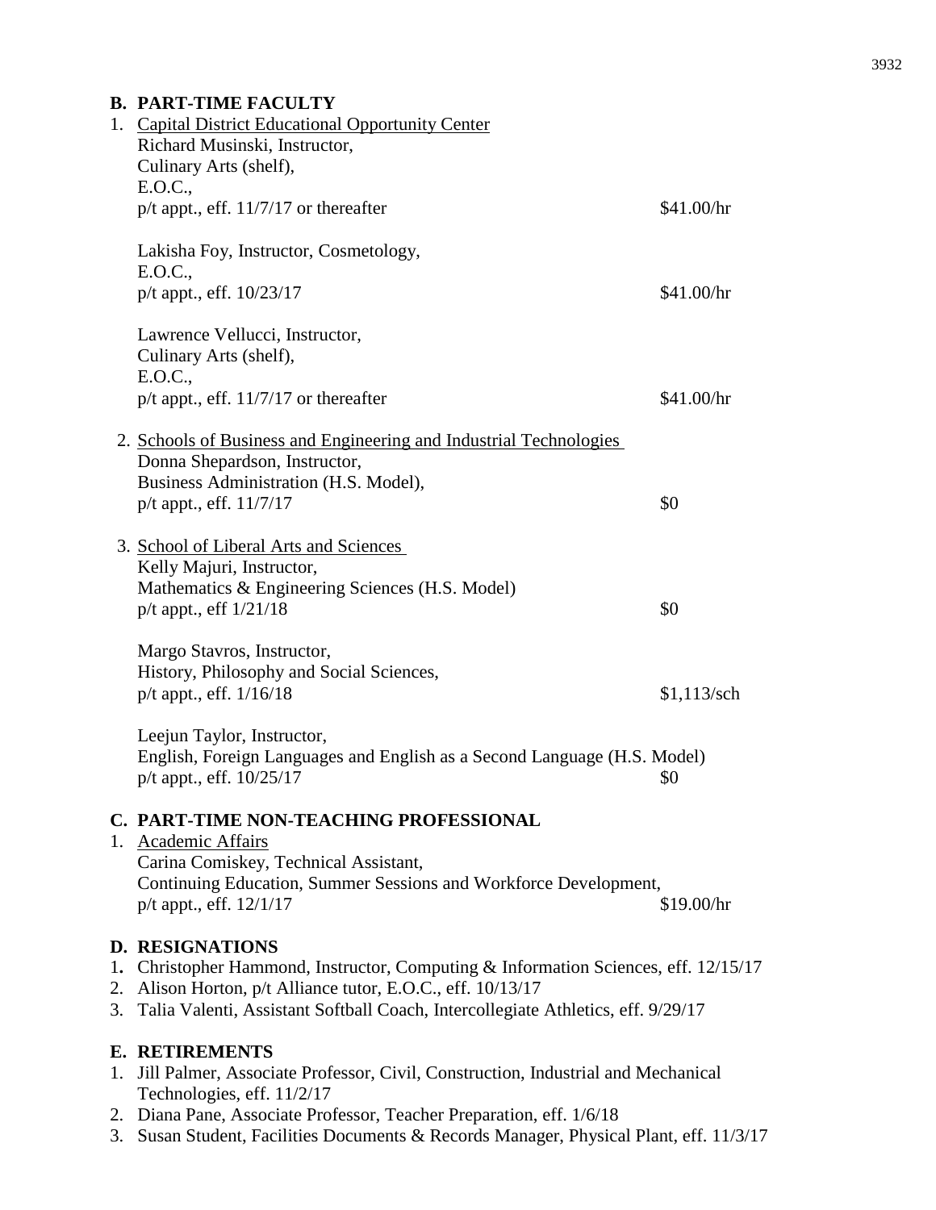## B. PART-TIME FACULTY

1. <u>Capital District Educational Opportunity Center</u>

   Richard Musinski, Instructor,
   Culinary Arts (shelf),
   E.O.C.,
   p/t appt., eff. 11/7/17 or thereafter — $41.00/hr

   Lakisha Foy, Instructor, Cosmetology,
   E.O.C.,
   p/t appt., eff. 10/23/17 — $41.00/hr

   Lawrence Vellucci, Instructor,
   Culinary Arts (shelf),
   E.O.C.,
   p/t appt., eff. 11/7/17 or thereafter — $41.00/hr

2. <u>Schools of Business and Engineering and Industrial Technologies</u>

   Donna Shepardson, Instructor,
   Business Administration (H.S. Model),
   p/t appt., eff. 11/7/17 — $0

3. <u>School of Liberal Arts and Sciences</u>

   Kelly Majuri, Instructor,
   Mathematics & Engineering Sciences (H.S. Model)
   p/t appt., eff 1/21/18 — $0

   Margo Stavros, Instructor,
   History, Philosophy and Social Sciences,
   p/t appt., eff. 1/16/18 — $1,113/sch

   Leejun Taylor, Instructor,
   English, Foreign Languages and English as a Second Language (H.S. Model)
   p/t appt., eff. 10/25/17 — $0

## C. PART-TIME NON-TEACHING PROFESSIONAL

1. <u>Academic Affairs</u>

   Carina Comiskey, Technical Assistant,
   Continuing Education, Summer Sessions and Workforce Development,
   p/t appt., eff. 12/1/17 — $19.00/hr

## D. RESIGNATIONS

1. Christopher Hammond, Instructor, Computing & Information Sciences, eff. 12/15/17
2. Alison Horton, p/t Alliance tutor, E.O.C., eff. 10/13/17
3. Talia Valenti, Assistant Softball Coach, Intercollegiate Athletics, eff. 9/29/17

## E. RETIREMENTS

1. Jill Palmer, Associate Professor, Civil, Construction, Industrial and Mechanical Technologies, eff. 11/2/17
2. Diana Pane, Associate Professor, Teacher Preparation, eff. 1/6/18
3. Susan Student, Facilities Documents & Records Manager, Physical Plant, eff. 11/3/17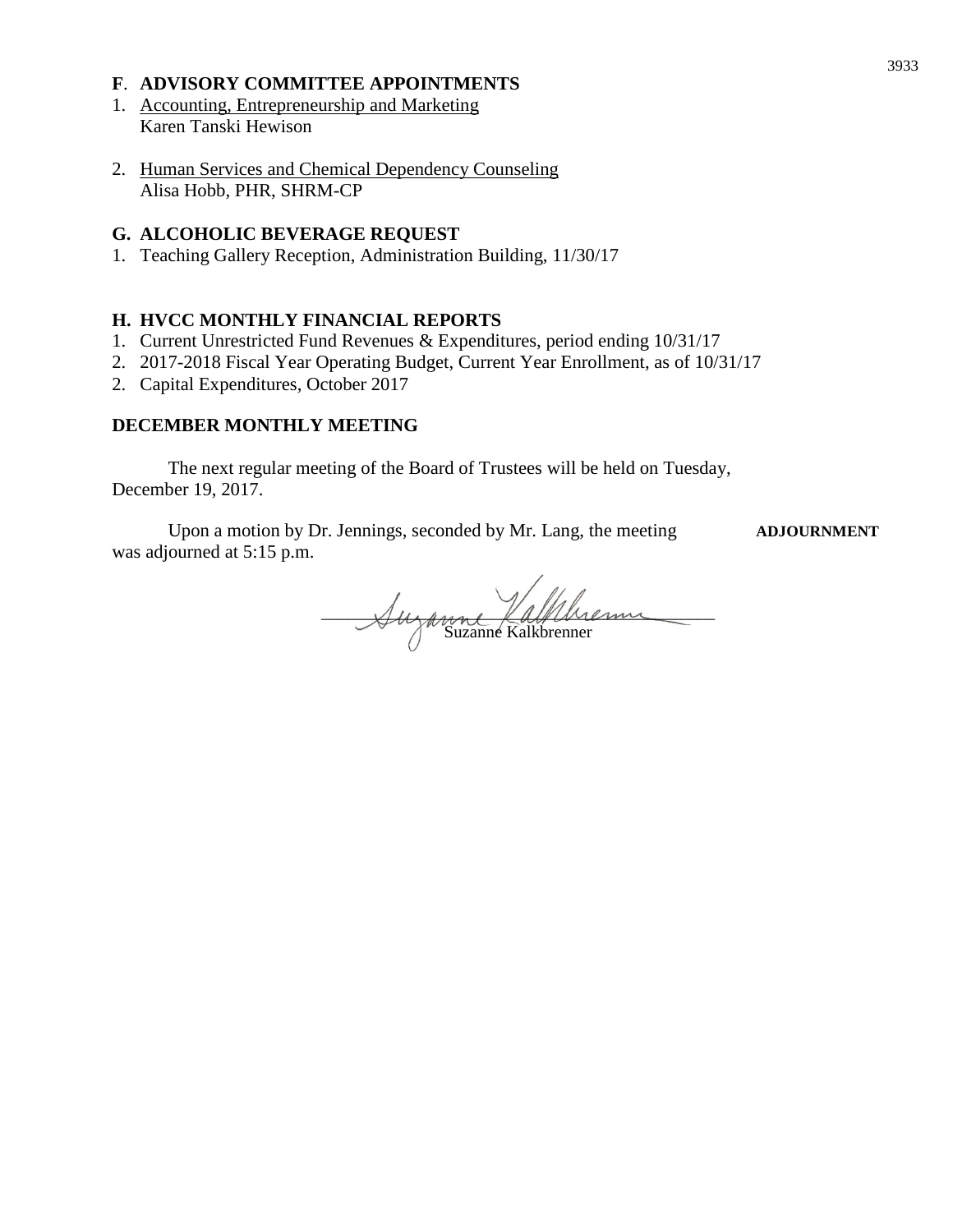### F. ADVISORY COMMITTEE APPOINTMENTS

1. Accounting, Entrepreneurship and Marketing
   Karen Tanski Hewison

2. Human Services and Chemical Dependency Counseling
   Alisa Hobb, PHR, SHRM-CP

### G. ALCOHOLIC BEVERAGE REQUEST

1. Teaching Gallery Reception, Administration Building, 11/30/17

### H. HVCC MONTHLY FINANCIAL REPORTS

1. Current Unrestricted Fund Revenues & Expenditures, period ending 10/31/17
2. 2017-2018 Fiscal Year Operating Budget, Current Year Enrollment, as of 10/31/17
2. Capital Expenditures, October 2017

### DECEMBER MONTHLY MEETING

The next regular meeting of the Board of Trustees will be held on Tuesday, December 19, 2017.

**ADJOURNMENT**

Upon a motion by Dr. Jennings, seconded by Mr. Lang, the meeting was adjourned at 5:15 p.m.

Suzanne Kalkbrenner